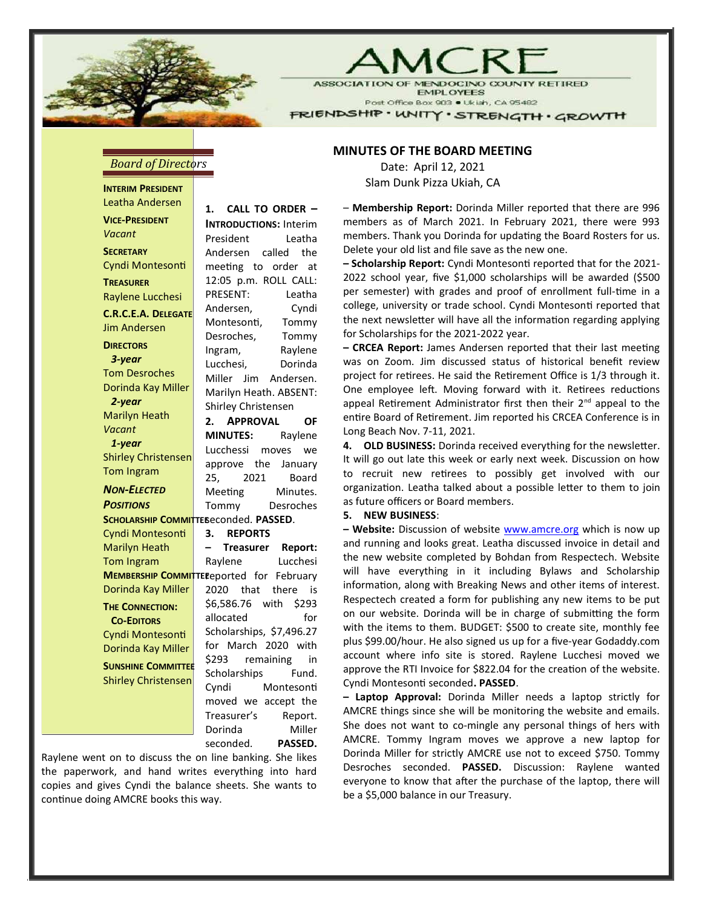# AMCRE

ASSOCIATION OF MENDOCINO COUNTY RETIRED EMPLOYEES

Post Office Box 903 • Ukiah, CA 95482

FRIENDSHIP • UNITY • STRENGTH • GROWTH

## Board of Directors

**INTERIM PRESIDENT**
Leatha Andersen

**VICE-PRESIDENT**
*Vacant*

**SECRETARY**
Cyndi Montesonti

**TREASURER**
Raylene Lucchesi

**C.R.C.E.A. DELEGATE**
Jim Andersen

**DIRECTORS**

***3-year***
Tom Desroches
Dorinda Kay Miller

***2-year***
Marilyn Heath
*Vacant*

***1-year***
Shirley Christensen
Tom Ingram

***NON-ELECTED POSITIONS***

**SCHOLARSHIP COMMITTEE**
Cyndi Montesonti
Marilyn Heath
Tom Ingram

**MEMBERSHIP COMMITTEE**
Dorinda Kay Miller

**THE CONNECTION: CO-EDITORS**
Cyndi Montesonti
Dorinda Kay Miller

**SUNSHINE COMMITTEE**
Shirley Christensen

## MINUTES OF THE BOARD MEETING

Date: April 12, 2021

Slam Dunk Pizza Ukiah, CA

**1. CALL TO ORDER – INTRODUCTIONS:** Interim President Leatha Andersen called the meeting to order at 12:05 p.m. ROLL CALL: PRESENT: Leatha Andersen, Cyndi Montesonti, Tommy Desroches, Tommy Ingram, Raylene Lucchesi, Dorinda Miller Jim Andersen. Marilyn Heath. ABSENT: Shirley Christensen

**2. APPROVAL OF MINUTES:** Raylene Lucchessi moves we approve the January 25, 2021 Board Meeting Minutes. Tommy Desroches seconded. **PASSED**.

**3. REPORTS**

**– Treasurer Report:** Raylene Lucchesi reported for February 2020 that there is $6,586.76 with $293 allocated for Scholarships, $7,496.27 for March 2020 with $293 remaining in Scholarships Fund. Cyndi Montesonti moved we accept the Treasurer's Report. Dorinda Miller seconded. **PASSED.** Raylene went on to discuss the on line banking. She likes the paperwork, and hand writes everything into hard copies and gives Cyndi the balance sheets. She wants to continue doing AMCRE books this way.

– **Membership Report:** Dorinda Miller reported that there are 996 members as of March 2021. In February 2021, there were 993 members. Thank you Dorinda for updating the Board Rosters for us. Delete your old list and file save as the new one.

**– Scholarship Report:** Cyndi Montesonti reported that for the 2021-2022 school year, five $1,000 scholarships will be awarded ($500 per semester) with grades and proof of enrollment full-time in a college, university or trade school. Cyndi Montesonti reported that the next newsletter will have all the information regarding applying for Scholarships for the 2021-2022 year.

**– CRCEA Report:** James Andersen reported that their last meeting was on Zoom. Jim discussed status of historical benefit review project for retirees. He said the Retirement Office is 1/3 through it. One employee left. Moving forward with it. Retirees reductions appeal Retirement Administrator first then their 2nd appeal to the entire Board of Retirement. Jim reported his CRCEA Conference is in Long Beach Nov. 7-11, 2021.

**4. OLD BUSINESS:** Dorinda received everything for the newsletter. It will go out late this week or early next week. Discussion on how to recruit new retirees to possibly get involved with our organization. Leatha talked about a possible letter to them to join as future officers or Board members.

**5. NEW BUSINESS**:

**– Website:** Discussion of website www.amcre.org which is now up and running and looks great. Leatha discussed invoice in detail and the new website completed by Bohdan from Respectech. Website will have everything in it including Bylaws and Scholarship information, along with Breaking News and other items of interest. Respectech created a form for publishing any new items to be put on our website. Dorinda will be in charge of submitting the form with the items to them. BUDGET: $500 to create site, monthly fee plus $99.00/hour. He also signed us up for a five-year Godaddy.com account where info site is stored. Raylene Lucchesi moved we approve the RTI Invoice for $822.04 for the creation of the website. Cyndi Montesonti seconded**. PASSED**.

**– Laptop Approval:** Dorinda Miller needs a laptop strictly for AMCRE things since she will be monitoring the website and emails. She does not want to co-mingle any personal things of hers with AMCRE. Tommy Ingram moves we approve a new laptop for Dorinda Miller for strictly AMCRE use not to exceed $750. Tommy Desroches seconded. **PASSED.** Discussion: Raylene wanted everyone to know that after the purchase of the laptop, there will be a $5,000 balance in our Treasury.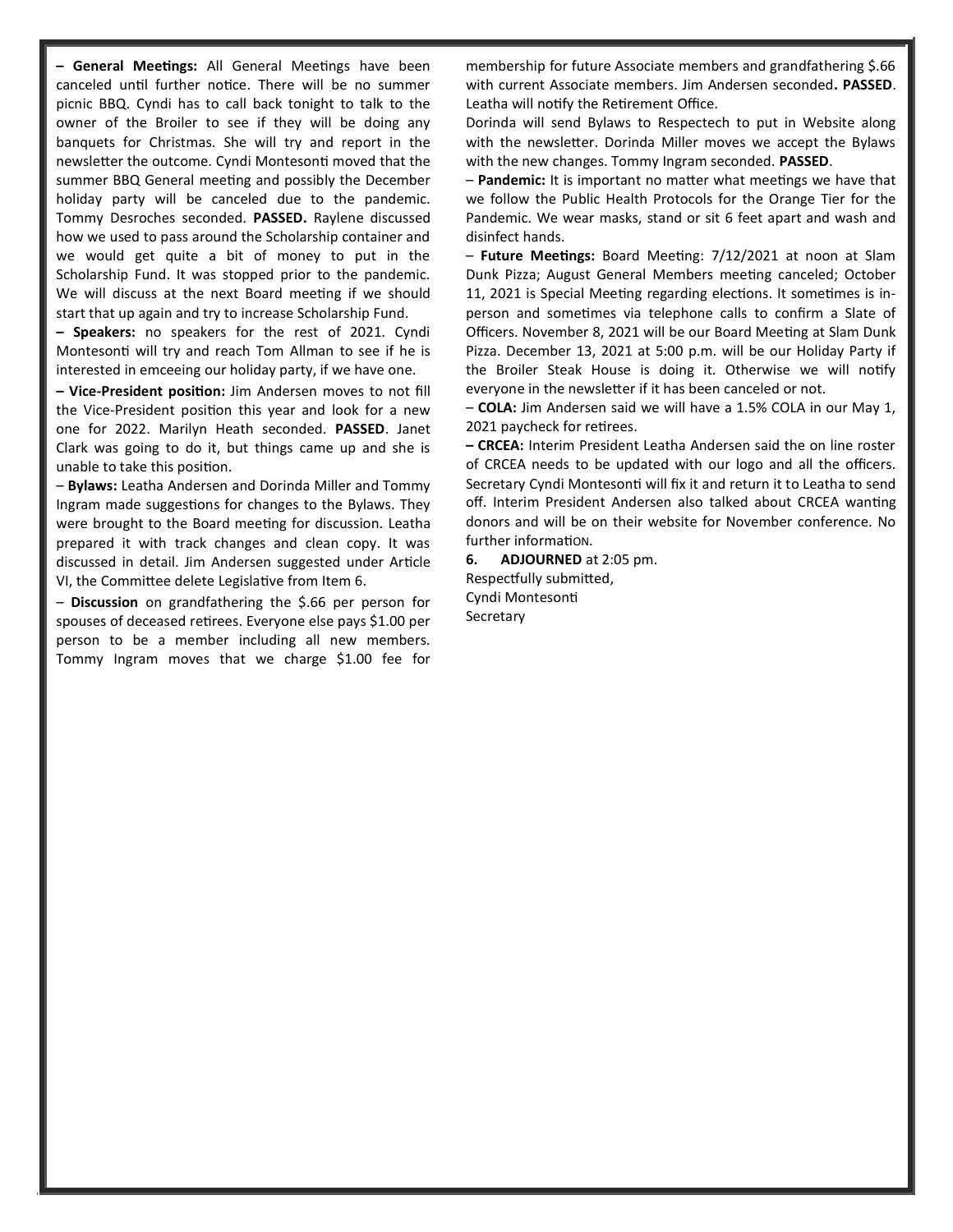– **General Meetings:** All General Meetings have been canceled until further notice. There will be no summer picnic BBQ. Cyndi has to call back tonight to talk to the owner of the Broiler to see if they will be doing any banquets for Christmas. She will try and report in the newsletter the outcome. Cyndi Montesonti moved that the summer BBQ General meeting and possibly the December holiday party will be canceled due to the pandemic. Tommy Desroches seconded. **PASSED.** Raylene discussed how we used to pass around the Scholarship container and we would get quite a bit of money to put in the Scholarship Fund. It was stopped prior to the pandemic. We will discuss at the next Board meeting if we should start that up again and try to increase Scholarship Fund.

– **Speakers:** no speakers for the rest of 2021. Cyndi Montesonti will try and reach Tom Allman to see if he is interested in emceeing our holiday party, if we have one.

– **Vice-President position:** Jim Andersen moves to not fill the Vice-President position this year and look for a new one for 2022. Marilyn Heath seconded. **PASSED**. Janet Clark was going to do it, but things came up and she is unable to take this position.

– **Bylaws:** Leatha Andersen and Dorinda Miller and Tommy Ingram made suggestions for changes to the Bylaws. They were brought to the Board meeting for discussion. Leatha prepared it with track changes and clean copy. It was discussed in detail. Jim Andersen suggested under Article VI, the Committee delete Legislative from Item 6.

– **Discussion** on grandfathering the $.66 per person for spouses of deceased retirees. Everyone else pays $1.00 per person to be a member including all new members. Tommy Ingram moves that we charge $1.00 fee for membership for future Associate members and grandfathering $.66 with current Associate members. Jim Andersen seconded**. PASSED**. Leatha will notify the Retirement Office.

Dorinda will send Bylaws to Respectech to put in Website along with the newsletter. Dorinda Miller moves we accept the Bylaws with the new changes. Tommy Ingram seconded. **PASSED**.

– **Pandemic:** It is important no matter what meetings we have that we follow the Public Health Protocols for the Orange Tier for the Pandemic. We wear masks, stand or sit 6 feet apart and wash and disinfect hands.

– **Future Meetings:** Board Meeting: 7/12/2021 at noon at Slam Dunk Pizza; August General Members meeting canceled; October 11, 2021 is Special Meeting regarding elections. It sometimes is in-person and sometimes via telephone calls to confirm a Slate of Officers. November 8, 2021 will be our Board Meeting at Slam Dunk Pizza. December 13, 2021 at 5:00 p.m. will be our Holiday Party if the Broiler Steak House is doing it. Otherwise we will notify everyone in the newsletter if it has been canceled or not.

– **COLA:** Jim Andersen said we will have a 1.5% COLA in our May 1, 2021 paycheck for retirees.

– **CRCEA:** Interim President Leatha Andersen said the on line roster of CRCEA needs to be updated with our logo and all the officers. Secretary Cyndi Montesonti will fix it and return it to Leatha to send off. Interim President Andersen also talked about CRCEA wanting donors and will be on their website for November conference. No further information.

**6. ADJOURNED** at 2:05 pm.

Respectfully submitted,
Cyndi Montesonti
Secretary